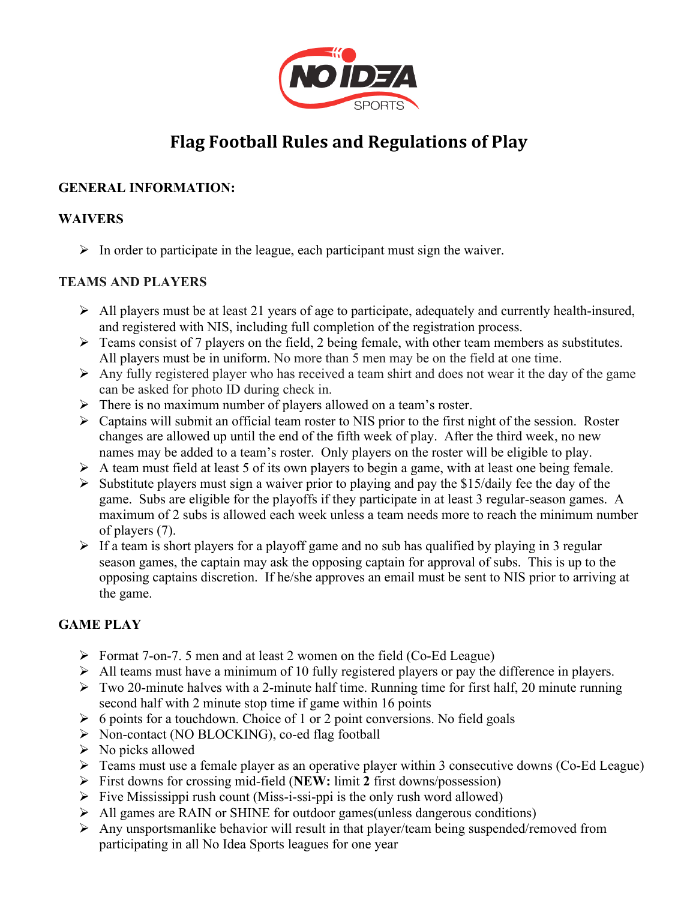# Flag Football Rules and Regulations of Play

## GENERAL INFORMATION:

### WAIVERS

- In order to participate in the league, each participant must sign the waiver.

### TEAMS AND PLAYERS

- All players must be at least 21 years of age to participate, adequately and currently health-insured, and registered with NIS, including full completion of the registration process.
- Teams consist of 7 players on the field, 2 being female, with other team members as substitutes. All players must be in uniform. No more than 5 men may be on the field at one time.
- Any fully registered player who has received a team shirt and does not wear it the day of the game can be asked for photo ID during check in.
- There is no maximum number of players allowed on a team's roster.
- Captains will submit an official team roster to NIS prior to the first night of the session. Roster changes are allowed up until the end of the fifth week of play. After the third week, no new names may be added to a team's roster. Only players on the roster will be eligible to play.
- A team must field at least 5 of its own players to begin a game, with at least one being female.
- Substitute players must sign a waiver prior to playing and pay the $15/daily fee the day of the game. Subs are eligible for the playoffs if they participate in at least 3 regular-season games. A maximum of 2 subs is allowed each week unless a team needs more to reach the minimum number of players (7).
- If a team is short players for a playoff game and no sub has qualified by playing in 3 regular season games, the captain may ask the opposing captain for approval of subs. This is up to the opposing captains discretion. If he/she approves an email must be sent to NIS prior to arriving at the game.

### GAME PLAY

- Format 7-on-7. 5 men and at least 2 women on the field (Co-Ed League)
- All teams must have a minimum of 10 fully registered players or pay the difference in players.
- Two 20-minute halves with a 2-minute half time. Running time for first half, 20 minute running second half with 2 minute stop time if game within 16 points
- 6 points for a touchdown. Choice of 1 or 2 point conversions. No field goals
- Non-contact (NO BLOCKING), co-ed flag football
- No picks allowed
- Teams must use a female player as an operative player within 3 consecutive downs (Co-Ed League)
- First downs for crossing mid-field (**NEW:** limit **2** first downs/possession)
- Five Mississippi rush count (Miss-i-ssi-ppi is the only rush word allowed)
- All games are RAIN or SHINE for outdoor games(unless dangerous conditions)
- Any unsportsmanlike behavior will result in that player/team being suspended/removed from participating in all No Idea Sports leagues for one year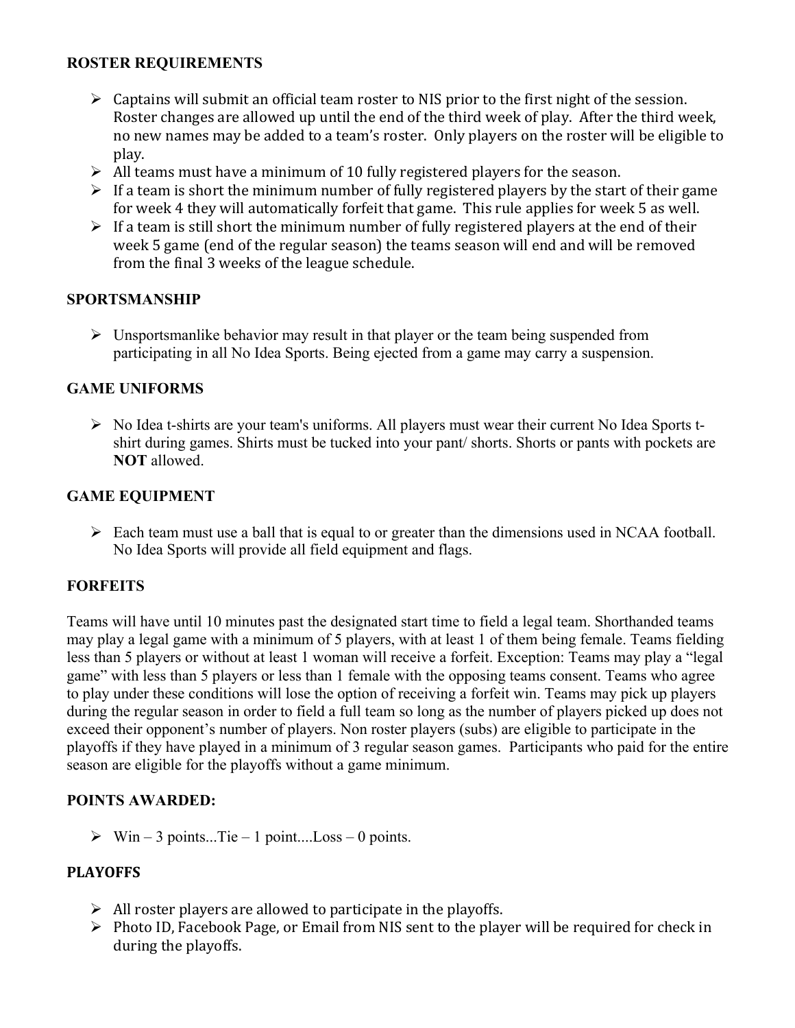## ROSTER REQUIREMENTS

- Captains will submit an official team roster to NIS prior to the first night of the session. Roster changes are allowed up until the end of the third week of play. After the third week, no new names may be added to a team's roster. Only players on the roster will be eligible to play.
- All teams must have a minimum of 10 fully registered players for the season.
- If a team is short the minimum number of fully registered players by the start of their game for week 4 they will automatically forfeit that game. This rule applies for week 5 as well.
- If a team is still short the minimum number of fully registered players at the end of their week 5 game (end of the regular season) the teams season will end and will be removed from the final 3 weeks of the league schedule.

## SPORTSMANSHIP

- Unsportsmanlike behavior may result in that player or the team being suspended from participating in all No Idea Sports. Being ejected from a game may carry a suspension.

## GAME UNIFORMS

- No Idea t-shirts are your team's uniforms. All players must wear their current No Idea Sports t-shirt during games. Shirts must be tucked into your pant/ shorts. Shorts or pants with pockets are **NOT** allowed.

## GAME EQUIPMENT

- Each team must use a ball that is equal to or greater than the dimensions used in NCAA football. No Idea Sports will provide all field equipment and flags.

## FORFEITS

Teams will have until 10 minutes past the designated start time to field a legal team. Shorthanded teams may play a legal game with a minimum of 5 players, with at least 1 of them being female. Teams fielding less than 5 players or without at least 1 woman will receive a forfeit. Exception: Teams may play a "legal game" with less than 5 players or less than 1 female with the opposing teams consent. Teams who agree to play under these conditions will lose the option of receiving a forfeit win. Teams may pick up players during the regular season in order to field a full team so long as the number of players picked up does not exceed their opponent's number of players. Non roster players (subs) are eligible to participate in the playoffs if they have played in a minimum of 3 regular season games. Participants who paid for the entire season are eligible for the playoffs without a game minimum.

## POINTS AWARDED:

- Win – 3 points...Tie – 1 point....Loss – 0 points.

## PLAYOFFS

- All roster players are allowed to participate in the playoffs.
- Photo ID, Facebook Page, or Email from NIS sent to the player will be required for check in during the playoffs.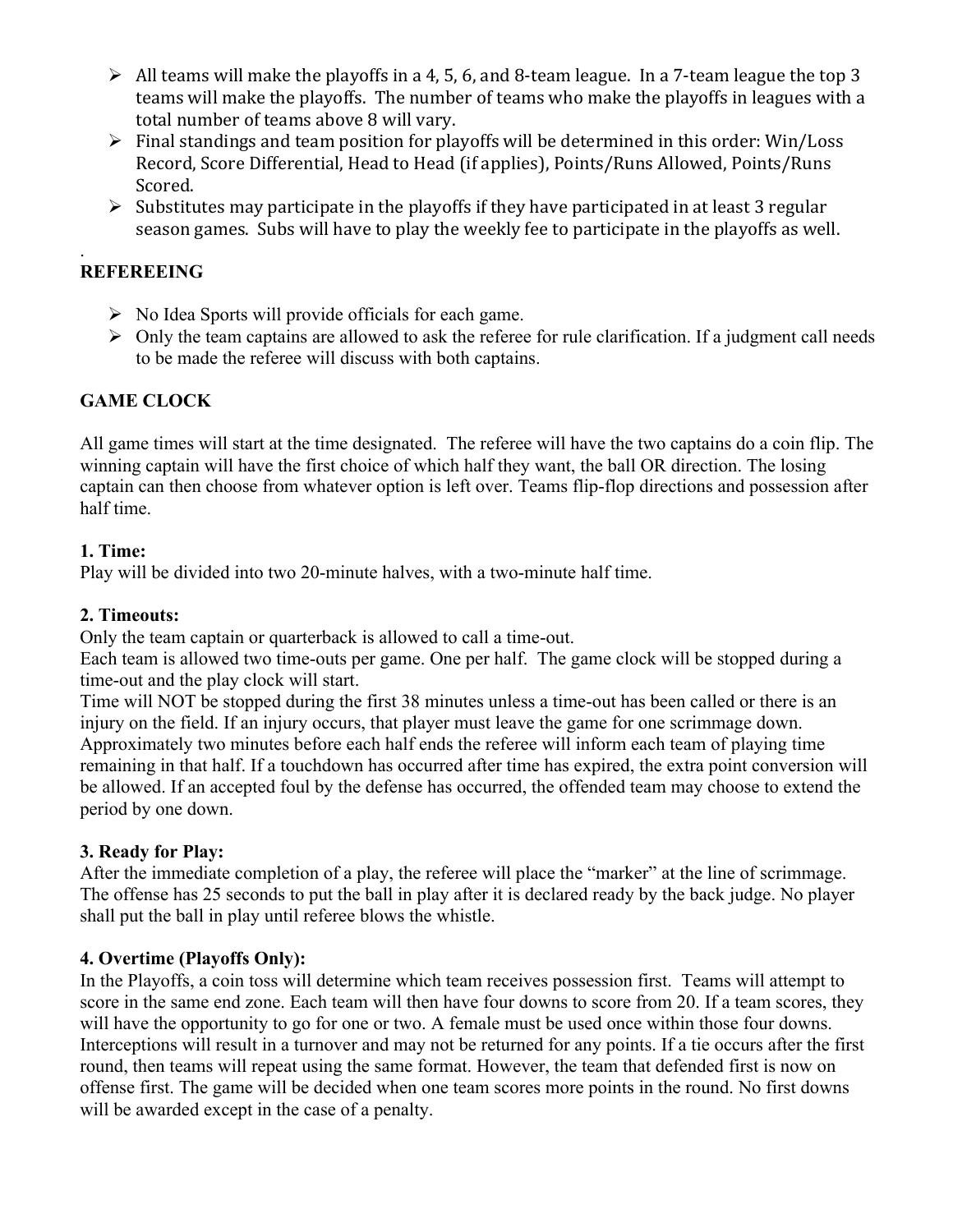- All teams will make the playoffs in a 4, 5, 6, and 8-team league. In a 7-team league the top 3 teams will make the playoffs. The number of teams who make the playoffs in leagues with a total number of teams above 8 will vary.
- Final standings and team position for playoffs will be determined in this order: Win/Loss Record, Score Differential, Head to Head (if applies), Points/Runs Allowed, Points/Runs Scored.
- Substitutes may participate in the playoffs if they have participated in at least 3 regular season games. Subs will have to play the weekly fee to participate in the playoffs as well.

.

## REFEREEING

- No Idea Sports will provide officials for each game.
- Only the team captains are allowed to ask the referee for rule clarification. If a judgment call needs to be made the referee will discuss with both captains.

## GAME CLOCK

All game times will start at the time designated. The referee will have the two captains do a coin flip. The winning captain will have the first choice of which half they want, the ball OR direction. The losing captain can then choose from whatever option is left over. Teams flip-flop directions and possession after half time.

### 1. Time:

Play will be divided into two 20-minute halves, with a two-minute half time.

### 2. Timeouts:

Only the team captain or quarterback is allowed to call a time-out.

Each team is allowed two time-outs per game. One per half. The game clock will be stopped during a time-out and the play clock will start.

Time will NOT be stopped during the first 38 minutes unless a time-out has been called or there is an injury on the field. If an injury occurs, that player must leave the game for one scrimmage down. Approximately two minutes before each half ends the referee will inform each team of playing time remaining in that half. If a touchdown has occurred after time has expired, the extra point conversion will be allowed. If an accepted foul by the defense has occurred, the offended team may choose to extend the period by one down.

### 3. Ready for Play:

After the immediate completion of a play, the referee will place the "marker" at the line of scrimmage. The offense has 25 seconds to put the ball in play after it is declared ready by the back judge. No player shall put the ball in play until referee blows the whistle.

### 4. Overtime (Playoffs Only):

In the Playoffs, a coin toss will determine which team receives possession first. Teams will attempt to score in the same end zone. Each team will then have four downs to score from 20. If a team scores, they will have the opportunity to go for one or two. A female must be used once within those four downs. Interceptions will result in a turnover and may not be returned for any points. If a tie occurs after the first round, then teams will repeat using the same format. However, the team that defended first is now on offense first. The game will be decided when one team scores more points in the round. No first downs will be awarded except in the case of a penalty.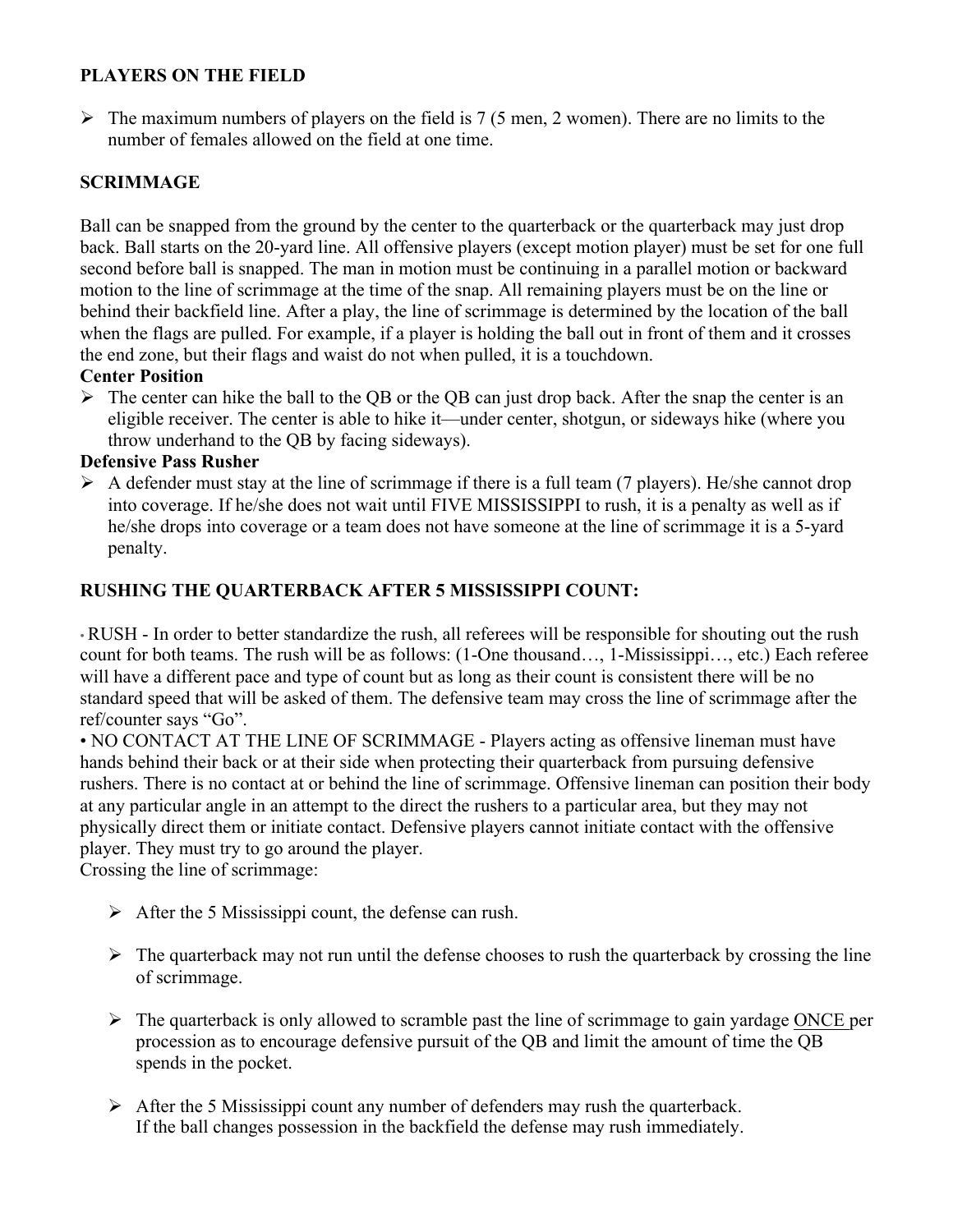## PLAYERS ON THE FIELD

- The maximum numbers of players on the field is 7 (5 men, 2 women). There are no limits to the number of females allowed on the field at one time.

## SCRIMMAGE

Ball can be snapped from the ground by the center to the quarterback or the quarterback may just drop back. Ball starts on the 20-yard line. All offensive players (except motion player) must be set for one full second before ball is snapped. The man in motion must be continuing in a parallel motion or backward motion to the line of scrimmage at the time of the snap. All remaining players must be on the line or behind their backfield line. After a play, the line of scrimmage is determined by the location of the ball when the flags are pulled. For example, if a player is holding the ball out in front of them and it crosses the end zone, but their flags and waist do not when pulled, it is a touchdown.

**Center Position**

- The center can hike the ball to the QB or the QB can just drop back. After the snap the center is an eligible receiver. The center is able to hike it—under center, shotgun, or sideways hike (where you throw underhand to the QB by facing sideways).

**Defensive Pass Rusher**

- A defender must stay at the line of scrimmage if there is a full team (7 players). He/she cannot drop into coverage. If he/she does not wait until FIVE MISSISSIPPI to rush, it is a penalty as well as if he/she drops into coverage or a team does not have someone at the line of scrimmage it is a 5-yard penalty.

## RUSHING THE QUARTERBACK AFTER 5 MISSISSIPPI COUNT:

• RUSH - In order to better standardize the rush, all referees will be responsible for shouting out the rush count for both teams. The rush will be as follows: (1-One thousand…, 1-Mississippi…, etc.) Each referee will have a different pace and type of count but as long as their count is consistent there will be no standard speed that will be asked of them. The defensive team may cross the line of scrimmage after the ref/counter says "Go".

• NO CONTACT AT THE LINE OF SCRIMMAGE - Players acting as offensive lineman must have hands behind their back or at their side when protecting their quarterback from pursuing defensive rushers. There is no contact at or behind the line of scrimmage. Offensive lineman can position their body at any particular angle in an attempt to the direct the rushers to a particular area, but they may not physically direct them or initiate contact. Defensive players cannot initiate contact with the offensive player. They must try to go around the player.

Crossing the line of scrimmage:

- After the 5 Mississippi count, the defense can rush.
- The quarterback may not run until the defense chooses to rush the quarterback by crossing the line of scrimmage.
- The quarterback is only allowed to scramble past the line of scrimmage to gain yardage <u>ONCE</u> per procession as to encourage defensive pursuit of the QB and limit the amount of time the QB spends in the pocket.
- After the 5 Mississippi count any number of defenders may rush the quarterback.
  If the ball changes possession in the backfield the defense may rush immediately.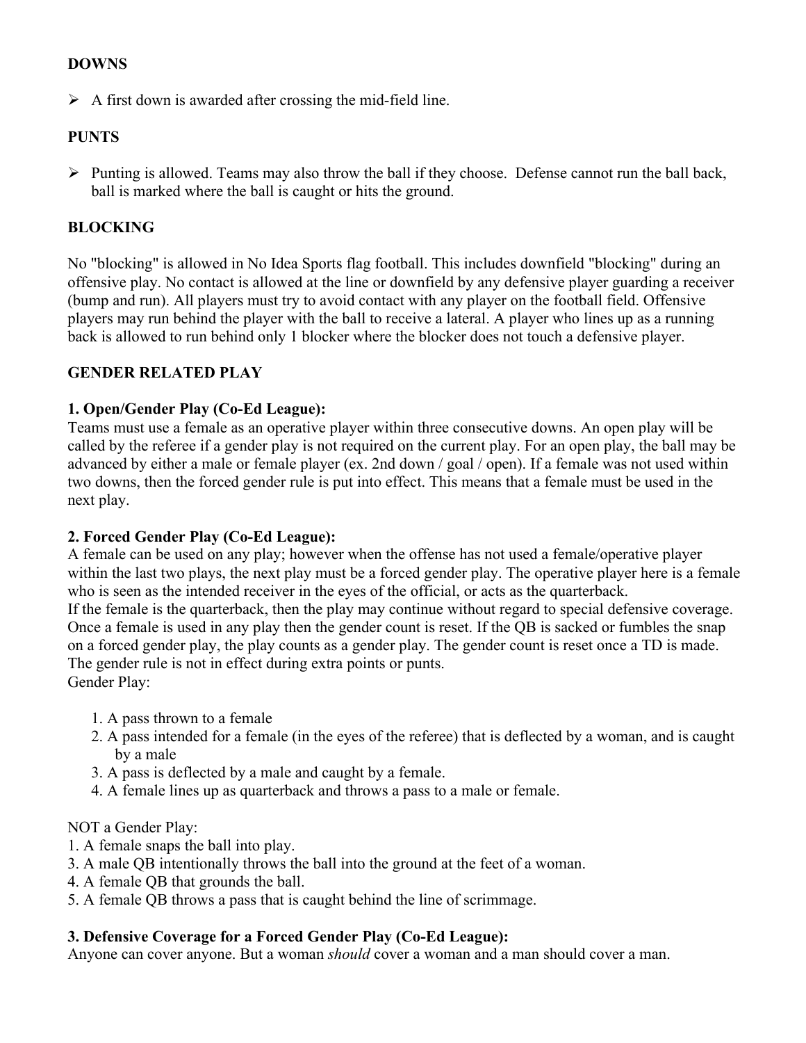**DOWNS**

- A first down is awarded after crossing the mid-field line.

**PUNTS**

- Punting is allowed. Teams may also throw the ball if they choose. Defense cannot run the ball back, ball is marked where the ball is caught or hits the ground.

**BLOCKING**

No "blocking" is allowed in No Idea Sports flag football. This includes downfield "blocking" during an offensive play. No contact is allowed at the line or downfield by any defensive player guarding a receiver (bump and run). All players must try to avoid contact with any player on the football field. Offensive players may run behind the player with the ball to receive a lateral. A player who lines up as a running back is allowed to run behind only 1 blocker where the blocker does not touch a defensive player.

**GENDER RELATED PLAY**

**1. Open/Gender Play (Co-Ed League):**
Teams must use a female as an operative player within three consecutive downs. An open play will be called by the referee if a gender play is not required on the current play. For an open play, the ball may be advanced by either a male or female player (ex. 2nd down / goal / open). If a female was not used within two downs, then the forced gender rule is put into effect. This means that a female must be used in the next play.

**2. Forced Gender Play (Co-Ed League):**
A female can be used on any play; however when the offense has not used a female/operative player within the last two plays, the next play must be a forced gender play. The operative player here is a female who is seen as the intended receiver in the eyes of the official, or acts as the quarterback.
If the female is the quarterback, then the play may continue without regard to special defensive coverage. Once a female is used in any play then the gender count is reset. If the QB is sacked or fumbles the snap on a forced gender play, the play counts as a gender play. The gender count is reset once a TD is made. The gender rule is not in effect during extra points or punts.
Gender Play:

1. A pass thrown to a female
2. A pass intended for a female (in the eyes of the referee) that is deflected by a woman, and is caught by a male
3. A pass is deflected by a male and caught by a female.
4. A female lines up as quarterback and throws a pass to a male or female.

NOT a Gender Play:
1. A female snaps the ball into play.
3. A male QB intentionally throws the ball into the ground at the feet of a woman.
4. A female QB that grounds the ball.
5. A female QB throws a pass that is caught behind the line of scrimmage.

**3. Defensive Coverage for a Forced Gender Play (Co-Ed League):**
Anyone can cover anyone. But a woman *should* cover a woman and a man should cover a man.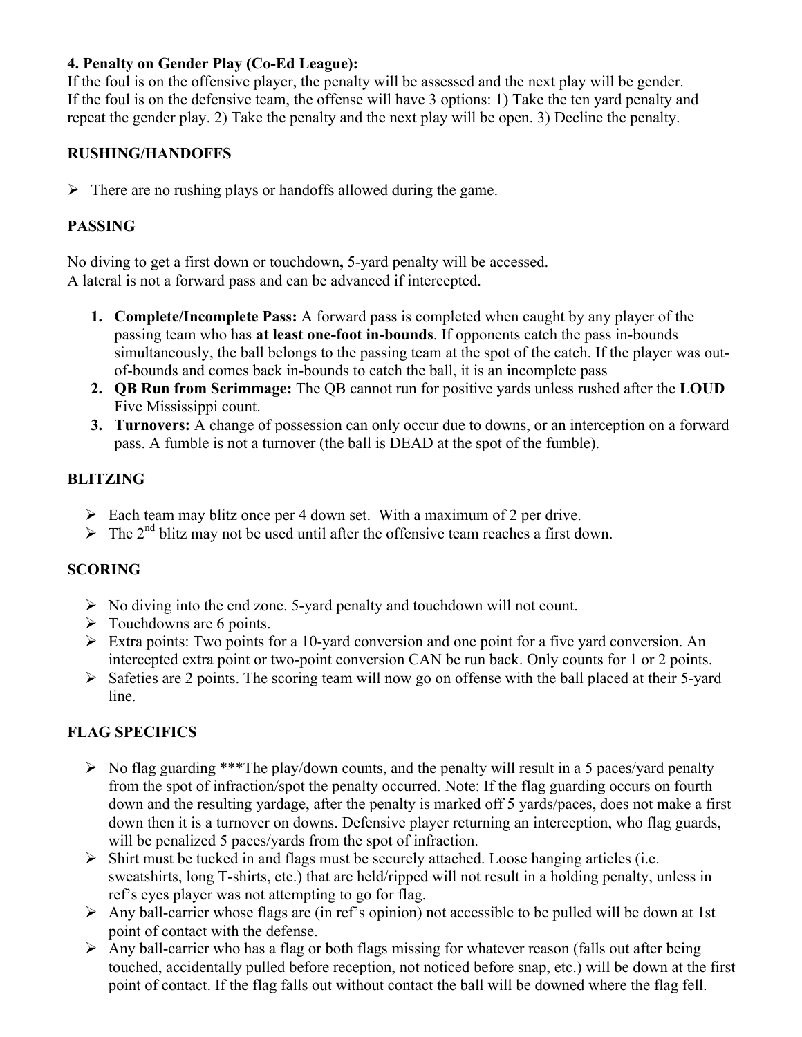**4. Penalty on Gender Play (Co-Ed League):**
If the foul is on the offensive player, the penalty will be assessed and the next play will be gender.
If the foul is on the defensive team, the offense will have 3 options: 1) Take the ten yard penalty and repeat the gender play. 2) Take the penalty and the next play will be open. 3) Decline the penalty.

**RUSHING/HANDOFFS**

- There are no rushing plays or handoffs allowed during the game.

**PASSING**

No diving to get a first down or touchdown**,** 5-yard penalty will be accessed.
A lateral is not a forward pass and can be advanced if intercepted.

1. **Complete/Incomplete Pass:** A forward pass is completed when caught by any player of the passing team who has **at least one-foot in-bounds**. If opponents catch the pass in-bounds simultaneously, the ball belongs to the passing team at the spot of the catch. If the player was out-of-bounds and comes back in-bounds to catch the ball, it is an incomplete pass
2. **QB Run from Scrimmage:** The QB cannot run for positive yards unless rushed after the **LOUD** Five Mississippi count.
3. **Turnovers:** A change of possession can only occur due to downs, or an interception on a forward pass. A fumble is not a turnover (the ball is DEAD at the spot of the fumble).

**BLITZING**

- Each team may blitz once per 4 down set. With a maximum of 2 per drive.
- The 2nd blitz may not be used until after the offensive team reaches a first down.

**SCORING**

- No diving into the end zone. 5-yard penalty and touchdown will not count.
- Touchdowns are 6 points.
- Extra points: Two points for a 10-yard conversion and one point for a five yard conversion. An intercepted extra point or two-point conversion CAN be run back. Only counts for 1 or 2 points.
- Safeties are 2 points. The scoring team will now go on offense with the ball placed at their 5-yard line.

**FLAG SPECIFICS**

- No flag guarding ***The play/down counts, and the penalty will result in a 5 paces/yard penalty from the spot of infraction/spot the penalty occurred. Note: If the flag guarding occurs on fourth down and the resulting yardage, after the penalty is marked off 5 yards/paces, does not make a first down then it is a turnover on downs. Defensive player returning an interception, who flag guards, will be penalized 5 paces/yards from the spot of infraction.
- Shirt must be tucked in and flags must be securely attached. Loose hanging articles (i.e. sweatshirts, long T-shirts, etc.) that are held/ripped will not result in a holding penalty, unless in ref's eyes player was not attempting to go for flag.
- Any ball-carrier whose flags are (in ref's opinion) not accessible to be pulled will be down at 1st point of contact with the defense.
- Any ball-carrier who has a flag or both flags missing for whatever reason (falls out after being touched, accidentally pulled before reception, not noticed before snap, etc.) will be down at the first point of contact. If the flag falls out without contact the ball will be downed where the flag fell.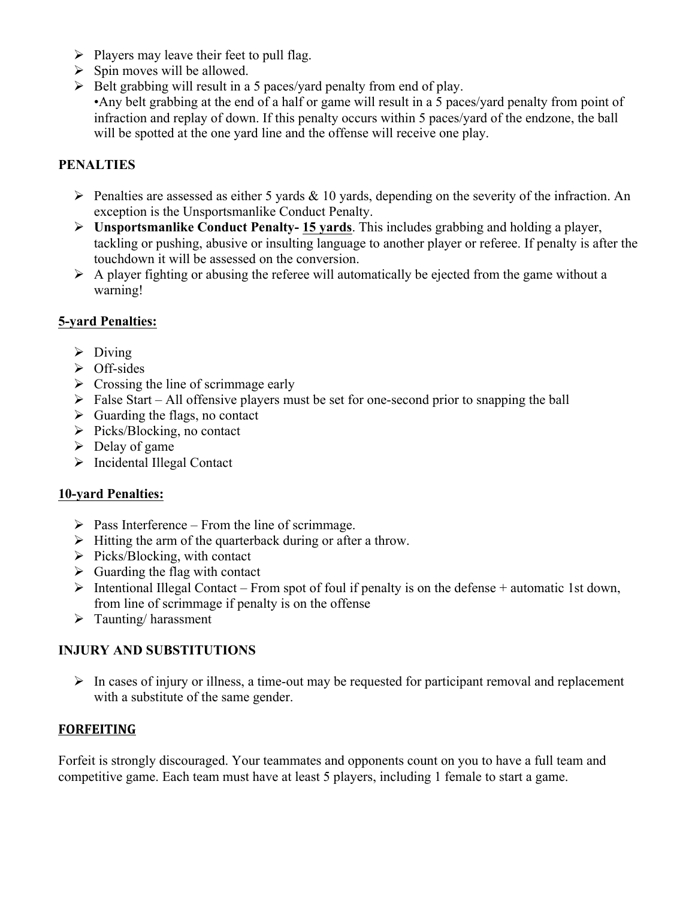- Players may leave their feet to pull flag.
- Spin moves will be allowed.
- Belt grabbing will result in a 5 paces/yard penalty from end of play.
  •Any belt grabbing at the end of a half or game will result in a 5 paces/yard penalty from point of infraction and replay of down. If this penalty occurs within 5 paces/yard of the endzone, the ball will be spotted at the one yard line and the offense will receive one play.

## PENALTIES

- Penalties are assessed as either 5 yards & 10 yards, depending on the severity of the infraction. An exception is the Unsportsmanlike Conduct Penalty.
- **Unsportsmanlike Conduct Penalty- <u>15 yards</u>**. This includes grabbing and holding a player, tackling or pushing, abusive or insulting language to another player or referee. If penalty is after the touchdown it will be assessed on the conversion.
- A player fighting or abusing the referee will automatically be ejected from the game without a warning!

### <u>5-yard Penalties:</u>

- Diving
- Off-sides
- Crossing the line of scrimmage early
- False Start – All offensive players must be set for one-second prior to snapping the ball
- Guarding the flags, no contact
- Picks/Blocking, no contact
- Delay of game
- Incidental Illegal Contact

### <u>10-yard Penalties:</u>

- Pass Interference – From the line of scrimmage.
- Hitting the arm of the quarterback during or after a throw.
- Picks/Blocking, with contact
- Guarding the flag with contact
- Intentional Illegal Contact – From spot of foul if penalty is on the defense + automatic 1st down, from line of scrimmage if penalty is on the offense
- Taunting/ harassment

## INJURY AND SUBSTITUTIONS

- In cases of injury or illness, a time-out may be requested for participant removal and replacement with a substitute of the same gender.

## <u>FORFEITING</u>

Forfeit is strongly discouraged. Your teammates and opponents count on you to have a full team and competitive game. Each team must have at least 5 players, including 1 female to start a game.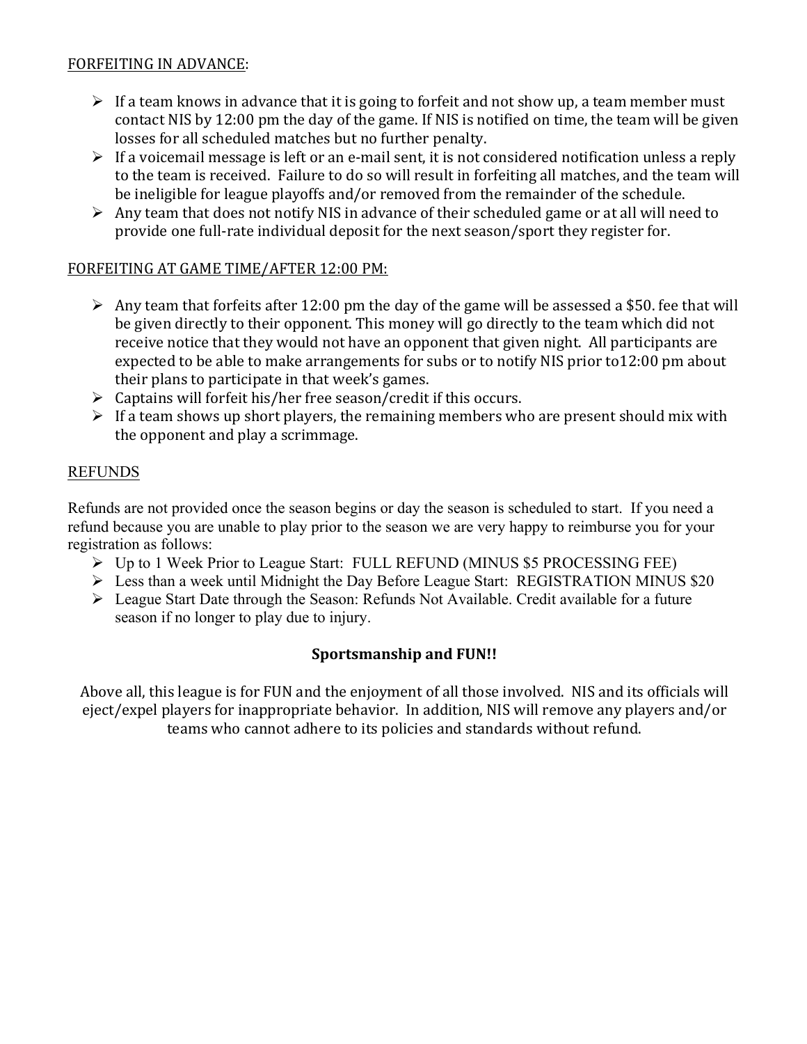FORFEITING IN ADVANCE:

- If a team knows in advance that it is going to forfeit and not show up, a team member must contact NIS by 12:00 pm the day of the game. If NIS is notified on time, the team will be given losses for all scheduled matches but no further penalty.
- If a voicemail message is left or an e-mail sent, it is not considered notification unless a reply to the team is received. Failure to do so will result in forfeiting all matches, and the team will be ineligible for league playoffs and/or removed from the remainder of the schedule.
- Any team that does not notify NIS in advance of their scheduled game or at all will need to provide one full-rate individual deposit for the next season/sport they register for.

FORFEITING AT GAME TIME/AFTER 12:00 PM:

- Any team that forfeits after 12:00 pm the day of the game will be assessed a $50. fee that will be given directly to their opponent. This money will go directly to the team which did not receive notice that they would not have an opponent that given night. All participants are expected to be able to make arrangements for subs or to notify NIS prior to12:00 pm about their plans to participate in that week's games.
- Captains will forfeit his/her free season/credit if this occurs.
- If a team shows up short players, the remaining members who are present should mix with the opponent and play a scrimmage.

REFUNDS

Refunds are not provided once the season begins or day the season is scheduled to start. If you need a refund because you are unable to play prior to the season we are very happy to reimburse you for your registration as follows:

- Up to 1 Week Prior to League Start: FULL REFUND (MINUS $5 PROCESSING FEE)
- Less than a week until Midnight the Day Before League Start: REGISTRATION MINUS $20
- League Start Date through the Season: Refunds Not Available. Credit available for a future season if no longer to play due to injury.

**Sportsmanship and FUN!!**

Above all, this league is for FUN and the enjoyment of all those involved. NIS and its officials will eject/expel players for inappropriate behavior. In addition, NIS will remove any players and/or teams who cannot adhere to its policies and standards without refund.